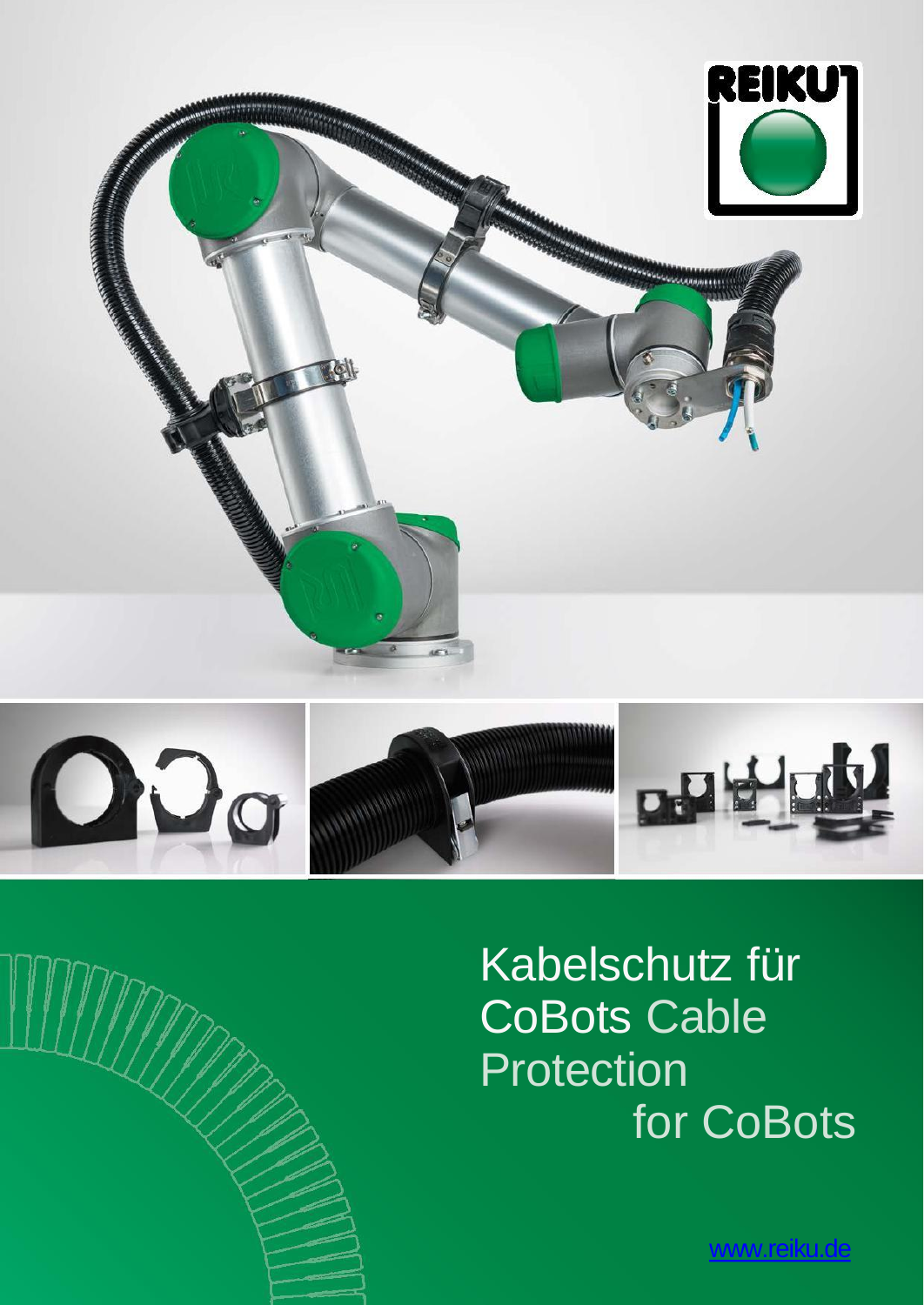REIKU

# Kabelschutz für CoBots Cable Protection for CoBots

www.reiku.de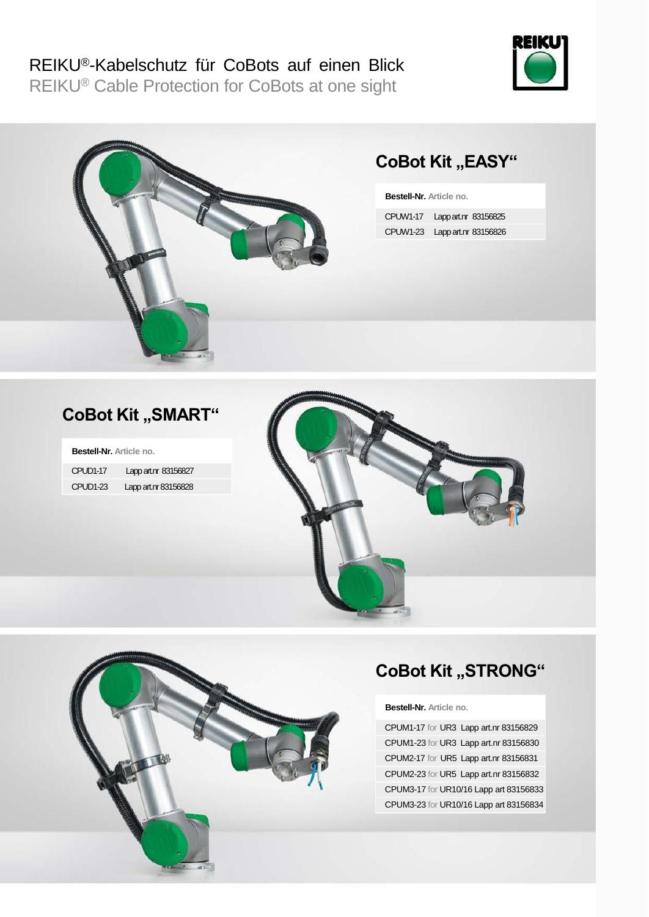# REIKU®-Kabelschutz für CoBots auf einen Blick

REIKU® Cable Protection for CoBots at one sight

## CoBot Kit „EASY“

| Bestell-Nr. Article no. |
|---|
| CPUW1-17 Lapp art.nr 83156825 |
| CPUW1-23 Lapp art.nr 83156826 |

## CoBot Kit „SMART“

| Bestell-Nr. Article no. |
|---|
| CPUD1-17 Lapp art.nr 83156827 |
| CPUD1-23 Lapp art.nr 83156828 |

## CoBot Kit „STRONG“

| Bestell-Nr. Article no. |
|---|
| CPUM1-17 for UR3 Lapp art.nr 83156829 |
| CPUM1-23 for UR3 Lapp art.nr 83156830 |
| CPUM2-17 for UR5 Lapp art.nr 83156831 |
| CPUM2-23 for UR5 Lapp art.nr 83156832 |
| CPUM3-17 for UR10/16 Lapp art 83156833 |
| CPUM3-23 for UR10/16 Lapp art 83156834 |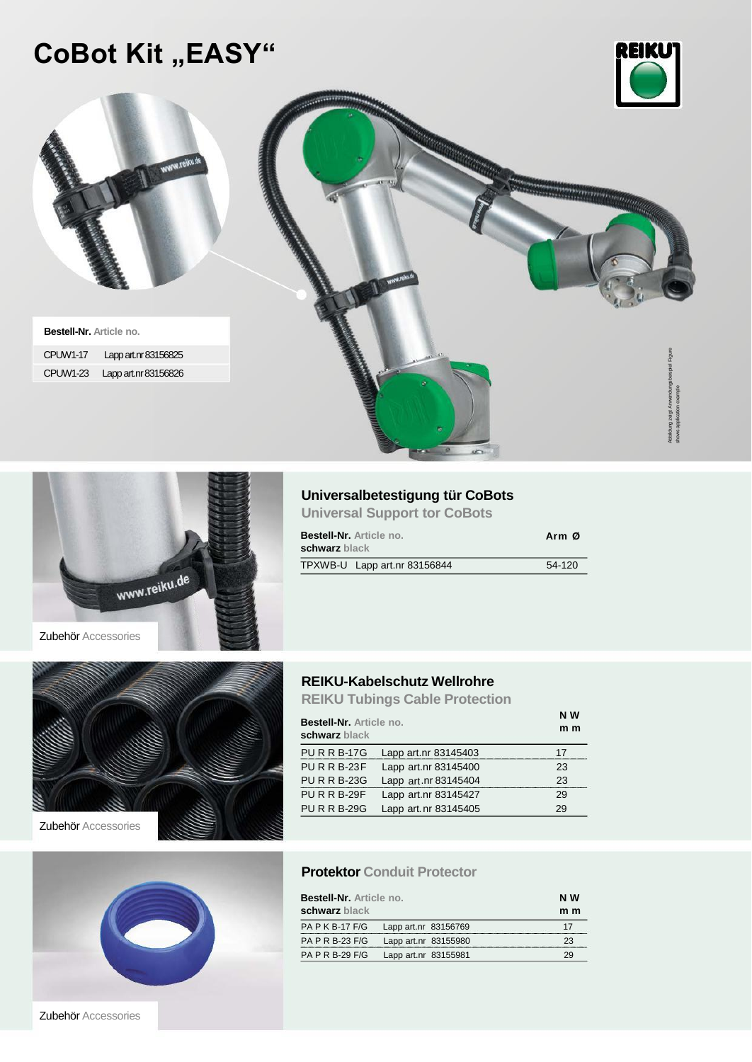# CoBot Kit „EASY“

| Bestell-Nr. Article no. | |
|---|---|
| CPUW1-17 | Lapp art.nr 83156825 |
| CPUW1-23 | Lapp art.nr 83156826 |

Abbildung zeigt Anwendungsbeispiel Figure shows application example

Zubehör Accessories

## Universalbetestigung tür CoBots

### Universal Support tor CoBots

| Bestell-Nr. Article no. schwarz black | Arm Ø |
|---|---|
| TPXWB-U Lapp art.nr 83156844 | 54-120 |

Zubehör Accessories

## REIKU-Kabelschutz Wellrohre

### REIKU Tubings Cable Protection

| Bestell-Nr. Article no. schwarz black | | NW mm |
|---|---|---|
| PURRB-17G | Lapp art.nr 83145403 | 17 |
| PURRB-23F | Lapp art.nr 83145400 | 23 |
| PURRB-23G | Lapp art.nr 83145404 | 23 |
| PURRB-29F | Lapp art.nr 83145427 | 29 |
| PURRB-29G | Lapp art.nr 83145405 | 29 |

Zubehör Accessories

## Protektor Conduit Protector

| Bestell-Nr. Article no. schwarz black | | NW mm |
|---|---|---|
| PAPKB-17 F/G | Lapp art.nr 83156769 | 17 |
| PAPRB-23 F/G | Lapp art.nr 83155980 | 23 |
| PAPRB-29 F/G | Lapp art.nr 83155981 | 29 |

Zubehör Accessories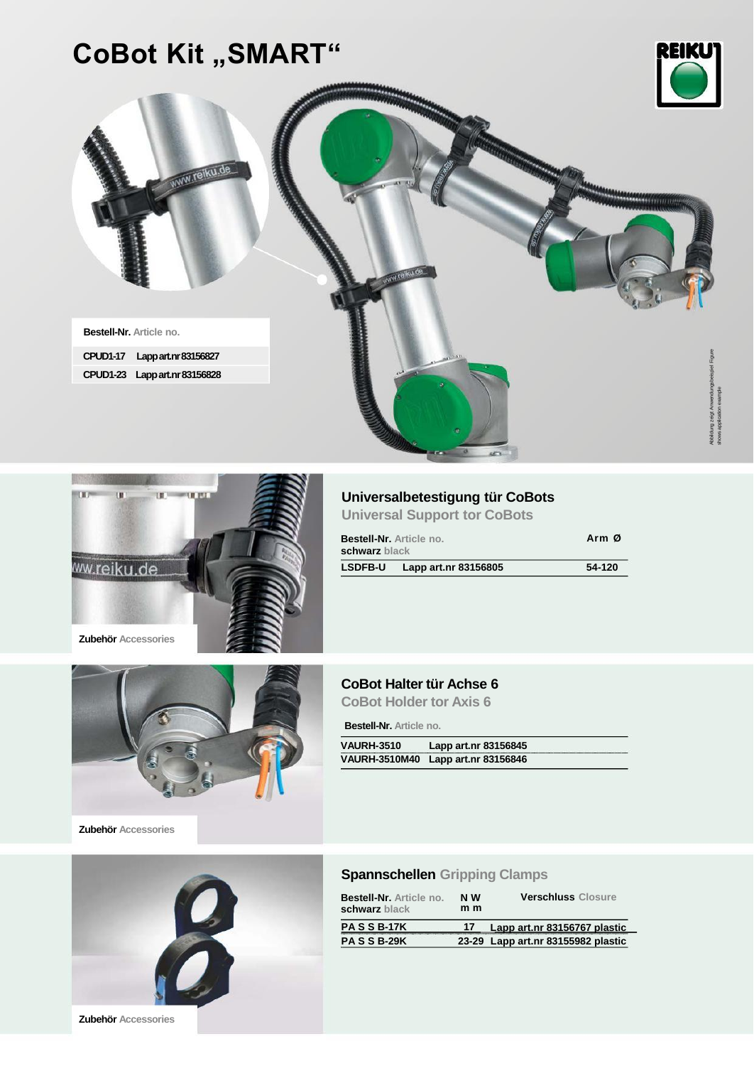# CoBot Kit „SMART“

| Bestell-Nr. Article no. | |
|---|---|
| CPUD1-17 | Lapp art.nr 83156827 |
| CPUD1-23 | Lapp art.nr 83156828 |

Abbildung zeigt Anwendungsbeispiel Figure shows application example

Zubehör Accessories

## Universalbetestigung tür CoBots

Universal Support tor CoBots

| Bestell-Nr. Article no. schwarz black | | Arm Ø |
|---|---|---|
| LSDFB-U | Lapp art.nr 83156805 | 54-120 |

Zubehör Accessories

## CoBot Halter tür Achse 6

CoBot Holder tor Axis 6

| Bestell-Nr. Article no. | |
|---|---|
| VAURH-3510 | Lapp art.nr 83156845 |
| VAURH-3510M40 | Lapp art.nr 83156846 |

Zubehör Accessories

## Spannschellen Gripping Clamps

| Bestell-Nr. Article no. schwarz black | N W m m | Verschluss Closure |
|---|---|---|
| PA S S B-17K | 17 | Lapp art.nr 83156767 plastic |
| PA S S B-29K | 23-29 | Lapp art.nr 83155982 plastic |

Zubehör Accessories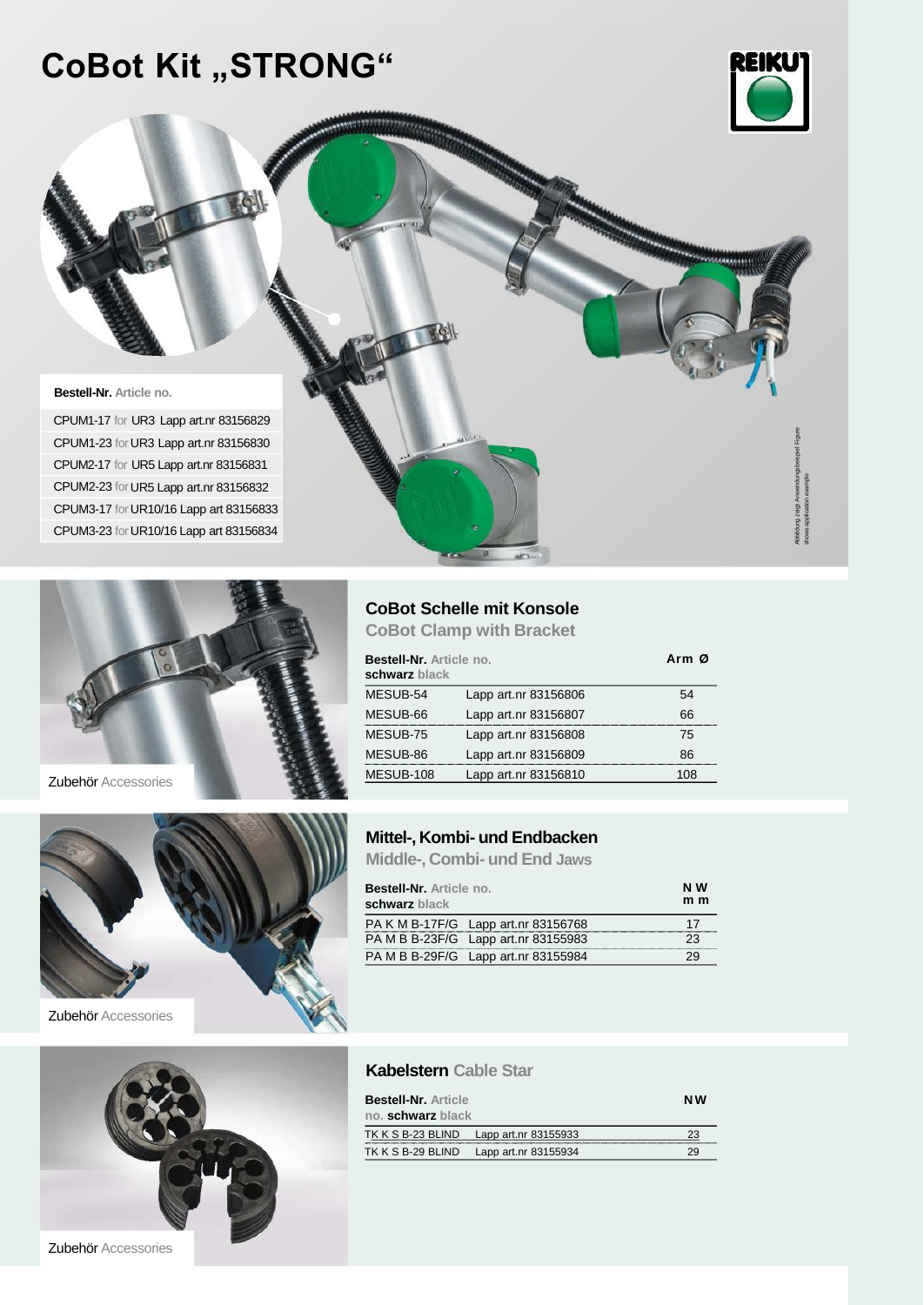# CoBot Kit „STRONG“

| Bestell-Nr. Article no. |
|---|
| CPUM1-17 for UR3 Lapp art.nr 83156829 |
| CPUM1-23 for UR3 Lapp art.nr 83156830 |
| CPUM2-17 for UR5 Lapp art.nr 83156831 |
| CPUM2-23 for UR5 Lapp art.nr 83156832 |
| CPUM3-17 for UR10/16 Lapp art 83156833 |
| CPUM3-23 for UR10/16 Lapp art 83156834 |

Abbildung zeigt Anwendungsbeispiel Figure shows application example

Zubehör Accessories

## CoBot Schelle mit Konsole

**CoBot Clamp with Bracket**

| Bestell-Nr. Article no. schwarz black | | Arm Ø |
|---|---|---|
| MESUB-54 | Lapp art.nr 83156806 | 54 |
| MESUB-66 | Lapp art.nr 83156807 | 66 |
| MESUB-75 | Lapp art.nr 83156808 | 75 |
| MESUB-86 | Lapp art.nr 83156809 | 86 |
| MESUB-108 | Lapp art.nr 83156810 | 108 |

Zubehör Accessories

## Mittel-, Kombi- und Endbacken

**Middle-, Combi- und End Jaws**

| Bestell-Nr. Article no. schwarz black | | NW mm |
|---|---|---|
| PA K M B-17F/G | Lapp art.nr 83156768 | 17 |
| PA M B B-23F/G | Lapp art.nr 83155983 | 23 |
| PA M B B-29F/G | Lapp art.nr 83155984 | 29 |

Zubehör Accessories

## Kabelstern Cable Star

| Bestell-Nr. Article no. schwarz black | | NW |
|---|---|---|
| TK K S B-23 BLIND | Lapp art.nr 83155933 | 23 |
| TK K S B-29 BLIND | Lapp art.nr 83155934 | 29 |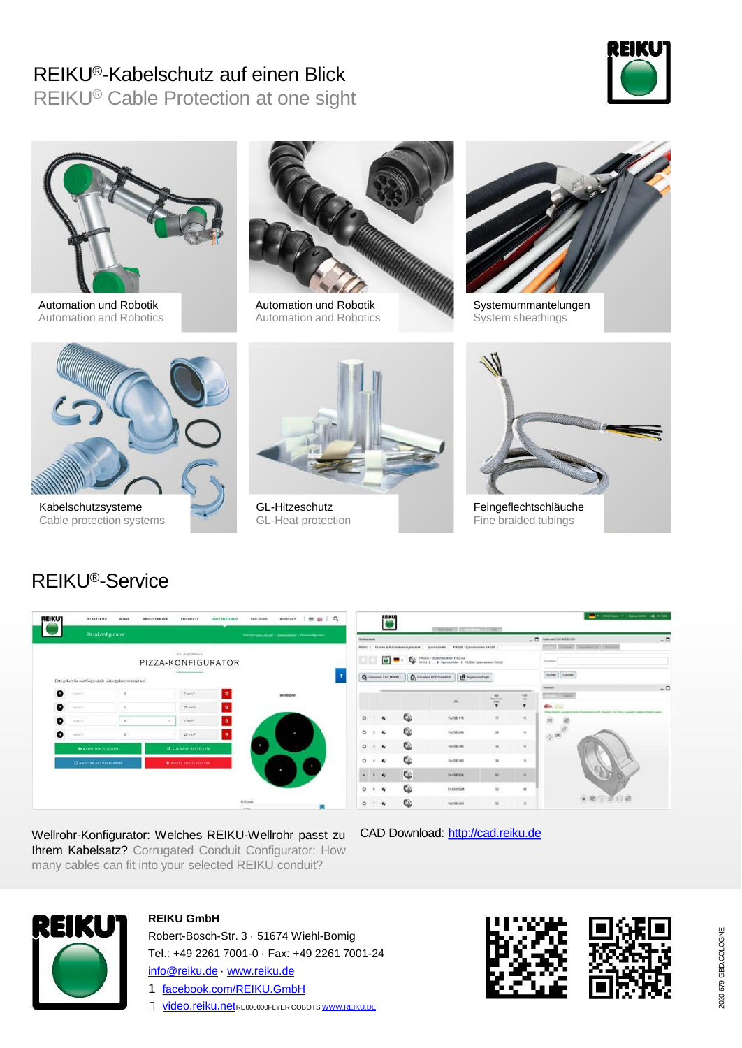# REIKU®-Kabelschutz auf einen Blick

REIKU® Cable Protection at one sight

Automation und Robotik
Automation and Robotics

Automation und Robotik
Automation and Robotics

Systemummantelungen
System sheathings

Kabelschutzsysteme
Cable protection systems

GL-Hitzeschutz
GL-Heat protection

Feingeflechtschläuche
Fine braided tubings

## REIKU®-Service

Wellrohr-Konfigurator: Welches REIKU-Wellrohr passt zu Ihrem Kabelsatz? Corrugated Conduit Configurator: How many cables can fit into your selected REIKU conduit?

CAD Download: http://cad.reiku.de

**REIKU GmbH**
Robert-Bosch-Str. 3 · 51674 Wiehl-Bomig
Tel.: +49 2261 7001-0 · Fax: +49 2261 7001-24
info@reiku.de · www.reiku.de
facebook.com/REIKU.GmbH
video.reiku.net

RE000000FLYER COBOTS WWW.REIKU.DE

2020-679 GBD.COLOGNE